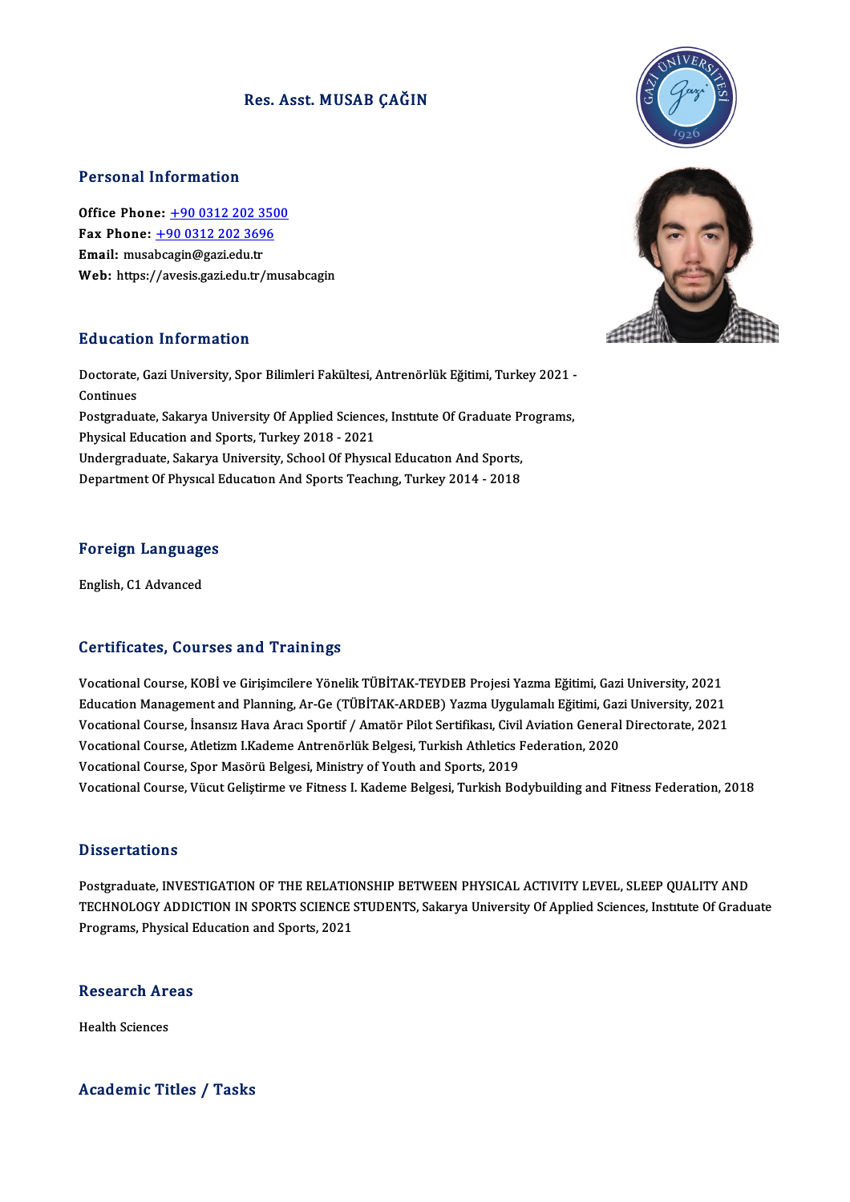# Res. Asst. MUSAB ÇAĞIN

## Personal Information

**Office Phone:** +90 0312 202 3500
**Fax Phone:** +90 0312 202 3696
**Email:** musabcagin@gazi.edu.tr
**Web:** https://avesis.gazi.edu.tr/musabcagin

## Education Information

Doctorate, Gazi University, Spor Bilimleri Fakültesi, Antrenörlük Eğitimi, Turkey 2021 - Continues
Postgraduate, Sakarya University Of Applied Sciences, Instıtute Of Graduate Programs, Physical Education and Sports, Turkey 2018 - 2021
Undergraduate, Sakarya University, School Of Physıcal Educatıon And Sports, Department Of Physıcal Educatıon And Sports Teachıng, Turkey 2014 - 2018

## Foreign Languages

English, C1 Advanced

## Certificates, Courses and Trainings

Vocational Course, KOBİ ve Girişimcilere Yönelik TÜBİTAK-TEYDEB Projesi Yazma Eğitimi, Gazi University, 2021
Education Management and Planning, Ar-Ge (TÜBİTAK-ARDEB) Yazma Uygulamalı Eğitimi, Gazi University, 2021
Vocational Course, İnsansız Hava Aracı Sportif / Amatör Pilot Sertifikası, Civil Aviation General Directorate, 2021
Vocational Course, Atletizm I.Kademe Antrenörlük Belgesi, Turkish Athletics Federation, 2020
Vocational Course, Spor Masörü Belgesi, Ministry of Youth and Sports, 2019
Vocational Course, Vücut Geliştirme ve Fitness I. Kademe Belgesi, Turkish Bodybuilding and Fitness Federation, 2018

## Dissertations

Postgraduate, INVESTIGATION OF THE RELATIONSHIP BETWEEN PHYSICAL ACTIVITY LEVEL, SLEEP QUALITY AND TECHNOLOGY ADDICTION IN SPORTS SCIENCE STUDENTS, Sakarya University Of Applied Sciences, Instıtute Of Graduate Programs, Physical Education and Sports, 2021

## Research Areas

Health Sciences

## Academic Titles / Tasks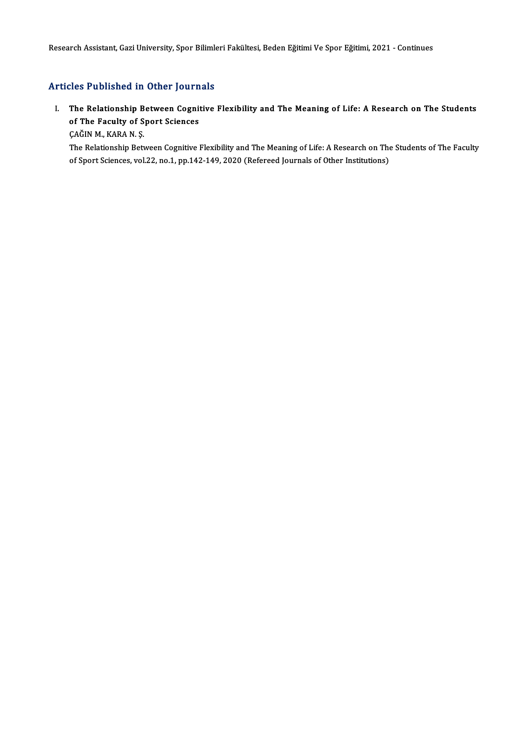Research Assistant, Gazi University, Spor Bilimleri Fakültesi, Beden Eğitimi Ve Spor Eğitimi, 2021 - Continues

## Articles Published in Other Journals

I. **The Relationship Between Cognitive Flexibility and The Meaning of Life: A Research on The Students of The Faculty of Sport Sciences**
   ÇAĞIN M., KARA N. Ş.
   The Relationship Between Cognitive Flexibility and The Meaning of Life: A Research on The Students of The Faculty of Sport Sciences, vol.22, no.1, pp.142-149, 2020 (Refereed Journals of Other Institutions)